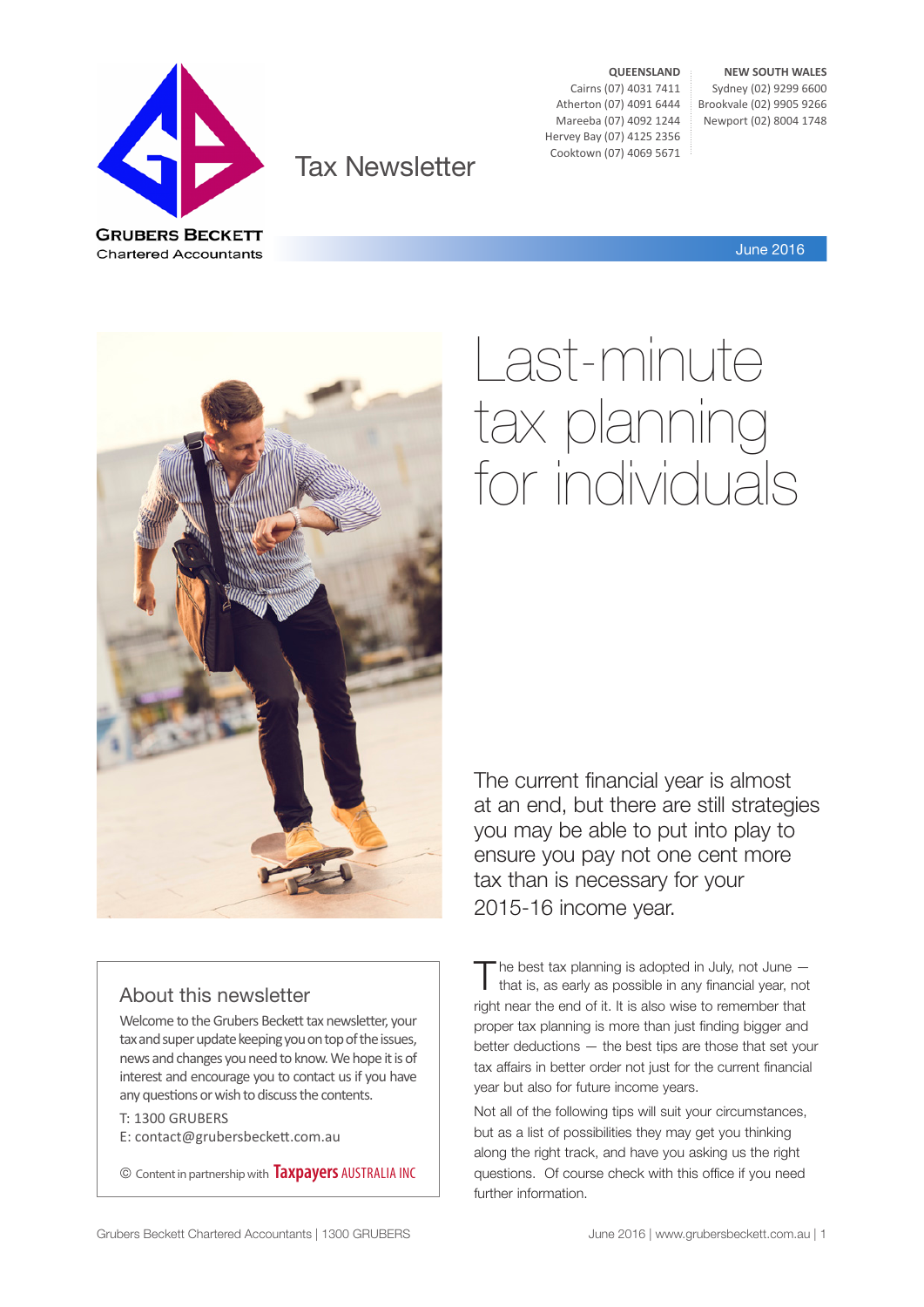GRUBERS BECKETT
Chartered Accountants

# Tax Newsletter

**QUEENSLAND**
Cairns (07) 4031 7411
Atherton (07) 4091 6444
Mareeba (07) 4092 1244
Hervey Bay (07) 4125 2356
Cooktown (07) 4069 5671

**NEW SOUTH WALES**
Sydney (02) 9299 6600
Brookvale (02) 9905 9266
Newport (02) 8004 1748

June 2016

# Last-minute tax planning for individuals

The current financial year is almost at an end, but there are still strategies you may be able to put into play to ensure you pay not one cent more tax than is necessary for your 2015-16 income year.

The best tax planning is adopted in July, not June — that is, as early as possible in any financial year, not right near the end of it. It is also wise to remember that proper tax planning is more than just finding bigger and better deductions — the best tips are those that set your tax affairs in better order not just for the current financial year but also for future income years.

Not all of the following tips will suit your circumstances, but as a list of possibilities they may get you thinking along the right track, and have you asking us the right questions. Of course check with this office if you need further information.

## About this newsletter

Welcome to the Grubers Beckett tax newsletter, your tax and super update keeping you on top of the issues, news and changes you need to know. We hope it is of interest and encourage you to contact us if you have any questions or wish to discuss the contents.

T: 1300 GRUBERS
E: contact@grubersbeckett.com.au

© Content in partnership with Taxpayers AUSTRALIA INC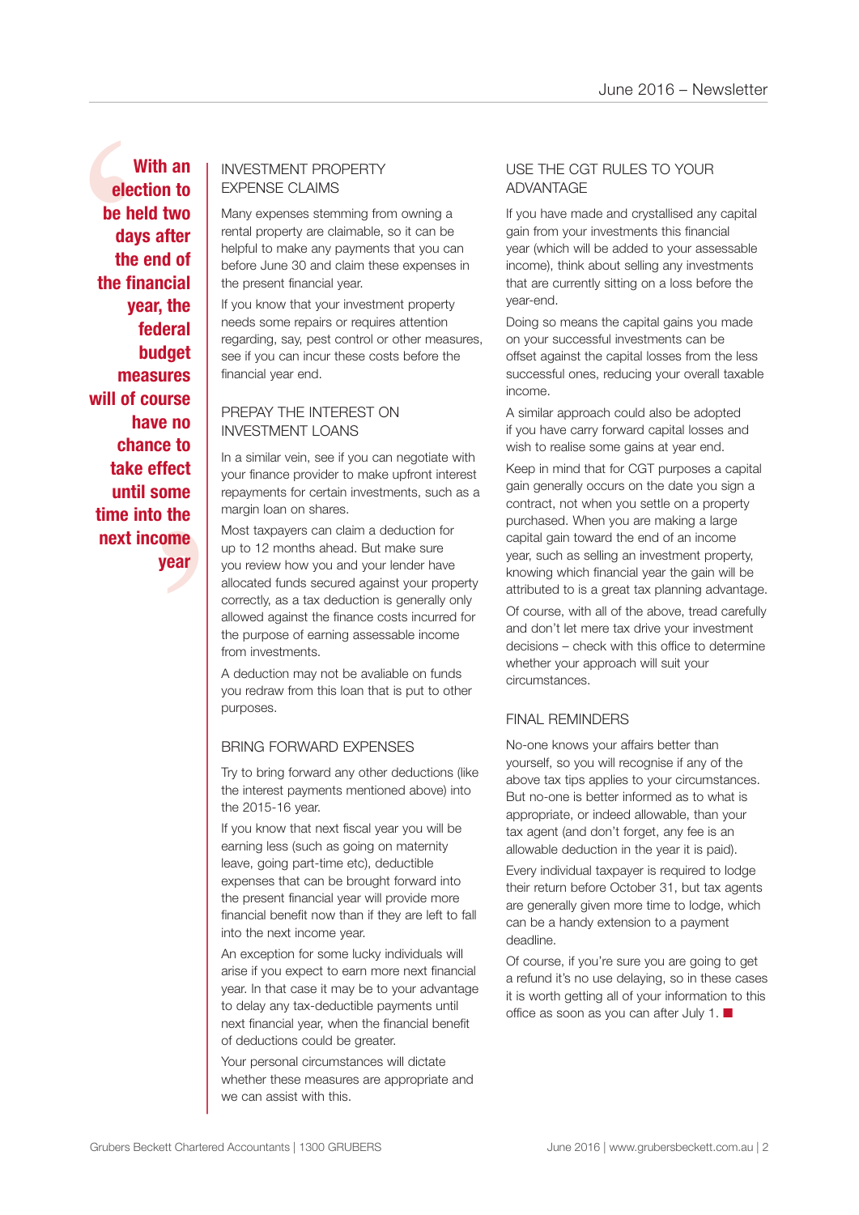> **With an election to be held two days after the end of the financial year, the federal budget measures will of course have no chance to take effect until some time into the next income year**

## INVESTMENT PROPERTY EXPENSE CLAIMS

Many expenses stemming from owning a rental property are claimable, so it can be helpful to make any payments that you can before June 30 and claim these expenses in the present financial year.

If you know that your investment property needs some repairs or requires attention regarding, say, pest control or other measures, see if you can incur these costs before the financial year end.

## PREPAY THE INTEREST ON INVESTMENT LOANS

In a similar vein, see if you can negotiate with your finance provider to make upfront interest repayments for certain investments, such as a margin loan on shares.

Most taxpayers can claim a deduction for up to 12 months ahead. But make sure you review how you and your lender have allocated funds secured against your property correctly, as a tax deduction is generally only allowed against the finance costs incurred for the purpose of earning assessable income from investments.

A deduction may not be avaliable on funds you redraw from this loan that is put to other purposes.

## BRING FORWARD EXPENSES

Try to bring forward any other deductions (like the interest payments mentioned above) into the 2015-16 year.

If you know that next fiscal year you will be earning less (such as going on maternity leave, going part-time etc), deductible expenses that can be brought forward into the present financial year will provide more financial benefit now than if they are left to fall into the next income year.

An exception for some lucky individuals will arise if you expect to earn more next financial year. In that case it may be to your advantage to delay any tax-deductible payments until next financial year, when the financial benefit of deductions could be greater.

Your personal circumstances will dictate whether these measures are appropriate and we can assist with this.

## USE THE CGT RULES TO YOUR ADVANTAGE

If you have made and crystallised any capital gain from your investments this financial year (which will be added to your assessable income), think about selling any investments that are currently sitting on a loss before the year-end.

Doing so means the capital gains you made on your successful investments can be offset against the capital losses from the less successful ones, reducing your overall taxable income.

A similar approach could also be adopted if you have carry forward capital losses and wish to realise some gains at year end.

Keep in mind that for CGT purposes a capital gain generally occurs on the date you sign a contract, not when you settle on a property purchased. When you are making a large capital gain toward the end of an income year, such as selling an investment property, knowing which financial year the gain will be attributed to is a great tax planning advantage.

Of course, with all of the above, tread carefully and don't let mere tax drive your investment decisions – check with this office to determine whether your approach will suit your circumstances.

## FINAL REMINDERS

No-one knows your affairs better than yourself, so you will recognise if any of the above tax tips applies to your circumstances. But no-one is better informed as to what is appropriate, or indeed allowable, than your tax agent (and don't forget, any fee is an allowable deduction in the year it is paid).

Every individual taxpayer is required to lodge their return before October 31, but tax agents are generally given more time to lodge, which can be a handy extension to a payment deadline.

Of course, if you're sure you are going to get a refund it's no use delaying, so in these cases it is worth getting all of your information to this office as soon as you can after July 1. ■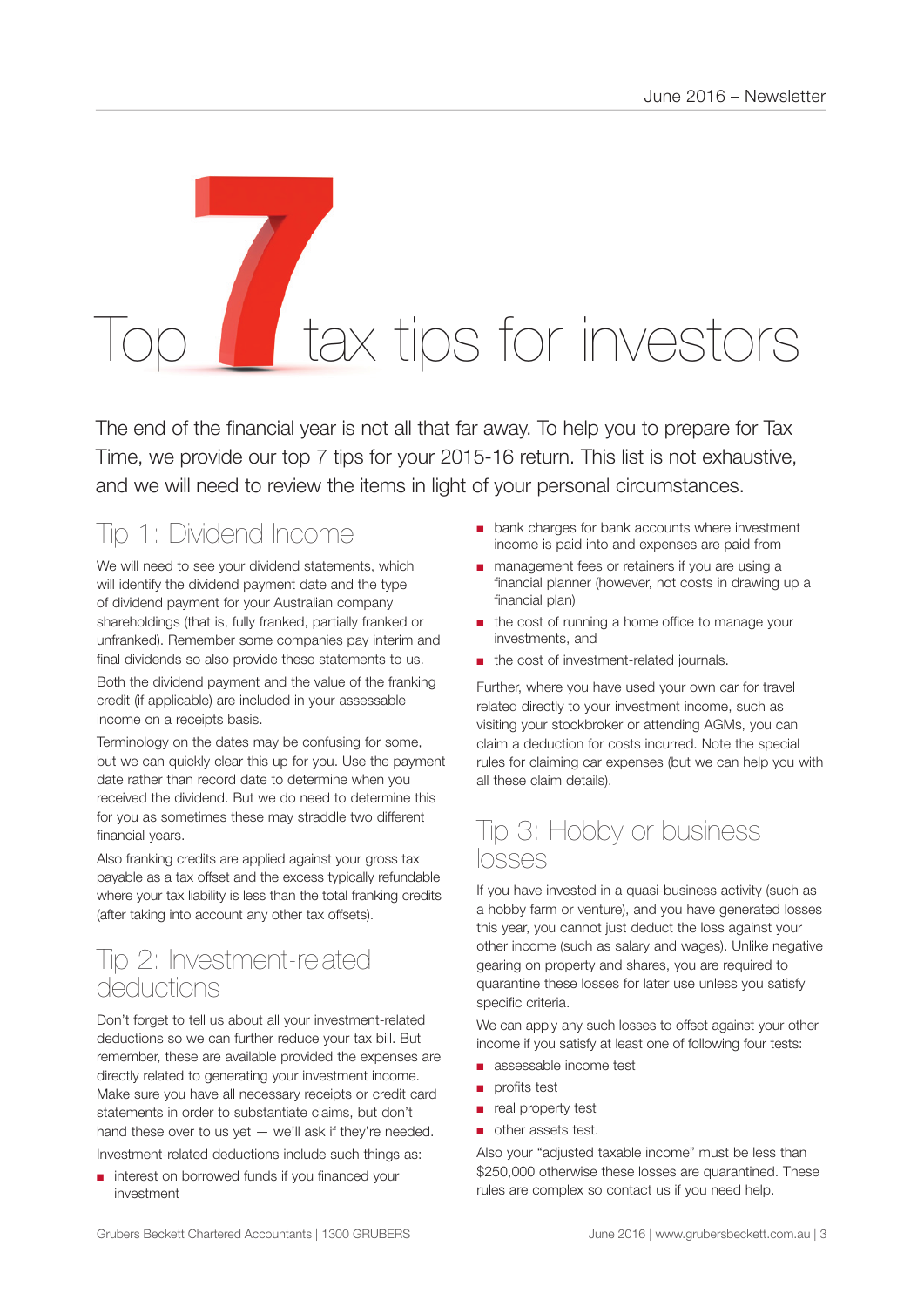# Top 7 tax tips for investors

The end of the financial year is not all that far away. To help you to prepare for Tax Time, we provide our top 7 tips for your 2015-16 return. This list is not exhaustive, and we will need to review the items in light of your personal circumstances.

## Tip 1: Dividend Income

We will need to see your dividend statements, which will identify the dividend payment date and the type of dividend payment for your Australian company shareholdings (that is, fully franked, partially franked or unfranked). Remember some companies pay interim and final dividends so also provide these statements to us.

Both the dividend payment and the value of the franking credit (if applicable) are included in your assessable income on a receipts basis.

Terminology on the dates may be confusing for some, but we can quickly clear this up for you. Use the payment date rather than record date to determine when you received the dividend. But we do need to determine this for you as sometimes these may straddle two different financial years.

Also franking credits are applied against your gross tax payable as a tax offset and the excess typically refundable where your tax liability is less than the total franking credits (after taking into account any other tax offsets).

## Tip 2: Investment-related deductions

Don't forget to tell us about all your investment-related deductions so we can further reduce your tax bill. But remember, these are available provided the expenses are directly related to generating your investment income. Make sure you have all necessary receipts or credit card statements in order to substantiate claims, but don't hand these over to us yet — we'll ask if they're needed.

Investment-related deductions include such things as:

- interest on borrowed funds if you financed your investment
- bank charges for bank accounts where investment income is paid into and expenses are paid from
- management fees or retainers if you are using a financial planner (however, not costs in drawing up a financial plan)
- the cost of running a home office to manage your investments, and
- the cost of investment-related journals.

Further, where you have used your own car for travel related directly to your investment income, such as visiting your stockbroker or attending AGMs, you can claim a deduction for costs incurred. Note the special rules for claiming car expenses (but we can help you with all these claim details).

## Tip 3: Hobby or business losses

If you have invested in a quasi-business activity (such as a hobby farm or venture), and you have generated losses this year, you cannot just deduct the loss against your other income (such as salary and wages). Unlike negative gearing on property and shares, you are required to quarantine these losses for later use unless you satisfy specific criteria.

We can apply any such losses to offset against your other income if you satisfy at least one of following four tests:

- assessable income test
- profits test
- real property test
- other assets test.

Also your "adjusted taxable income" must be less than $250,000 otherwise these losses are quarantined. These rules are complex so contact us if you need help.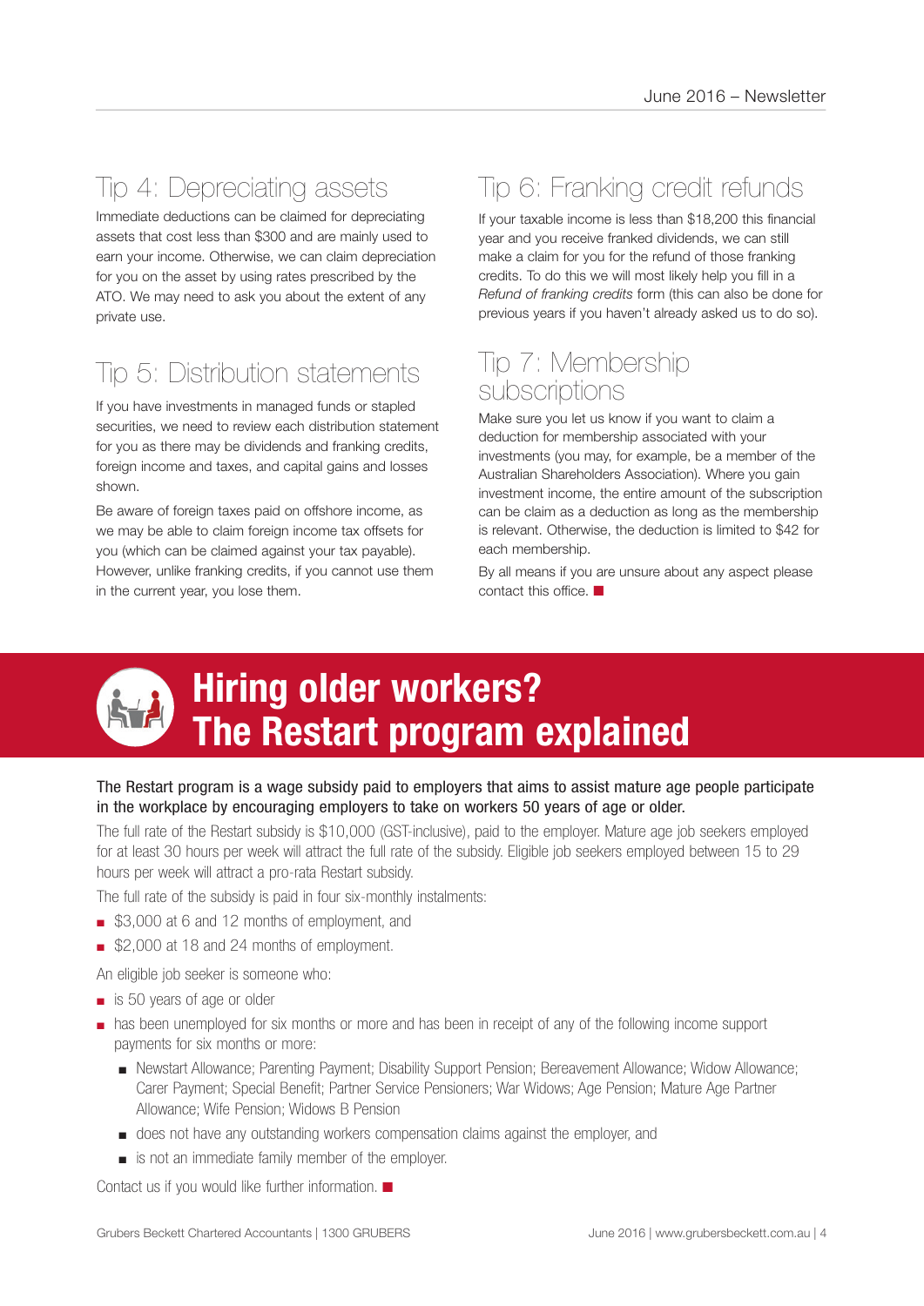## Tip 4: Depreciating assets

Immediate deductions can be claimed for depreciating assets that cost less than $300 and are mainly used to earn your income. Otherwise, we can claim depreciation for you on the asset by using rates prescribed by the ATO. We may need to ask you about the extent of any private use.

## Tip 5: Distribution statements

If you have investments in managed funds or stapled securities, we need to review each distribution statement for you as there may be dividends and franking credits, foreign income and taxes, and capital gains and losses shown.

Be aware of foreign taxes paid on offshore income, as we may be able to claim foreign income tax offsets for you (which can be claimed against your tax payable). However, unlike franking credits, if you cannot use them in the current year, you lose them.

## Tip 6: Franking credit refunds

If your taxable income is less than $18,200 this financial year and you receive franked dividends, we can still make a claim for you for the refund of those franking credits. To do this we will most likely help you fill in a *Refund of franking credits* form (this can also be done for previous years if you haven't already asked us to do so).

## Tip 7: Membership subscriptions

Make sure you let us know if you want to claim a deduction for membership associated with your investments (you may, for example, be a member of the Australian Shareholders Association). Where you gain investment income, the entire amount of the subscription can be claim as a deduction as long as the membership is relevant. Otherwise, the deduction is limited to $42 for each membership.

By all means if you are unsure about any aspect please contact this office. ■

# Hiring older workers? The Restart program explained

The Restart program is a wage subsidy paid to employers that aims to assist mature age people participate in the workplace by encouraging employers to take on workers 50 years of age or older.

The full rate of the Restart subsidy is $10,000 (GST-inclusive), paid to the employer. Mature age job seekers employed for at least 30 hours per week will attract the full rate of the subsidy. Eligible job seekers employed between 15 to 29 hours per week will attract a pro-rata Restart subsidy.

The full rate of the subsidy is paid in four six-monthly instalments:

- $3,000 at 6 and 12 months of employment, and
- $2,000 at 18 and 24 months of employment.

An eligible job seeker is someone who:

- is 50 years of age or older
- has been unemployed for six months or more and has been in receipt of any of the following income support payments for six months or more:
  - Newstart Allowance; Parenting Payment; Disability Support Pension; Bereavement Allowance; Widow Allowance; Carer Payment; Special Benefit; Partner Service Pensioners; War Widows; Age Pension; Mature Age Partner Allowance; Wife Pension; Widows B Pension
  - does not have any outstanding workers compensation claims against the employer, and
  - is not an immediate family member of the employer.

Contact us if you would like further information. ■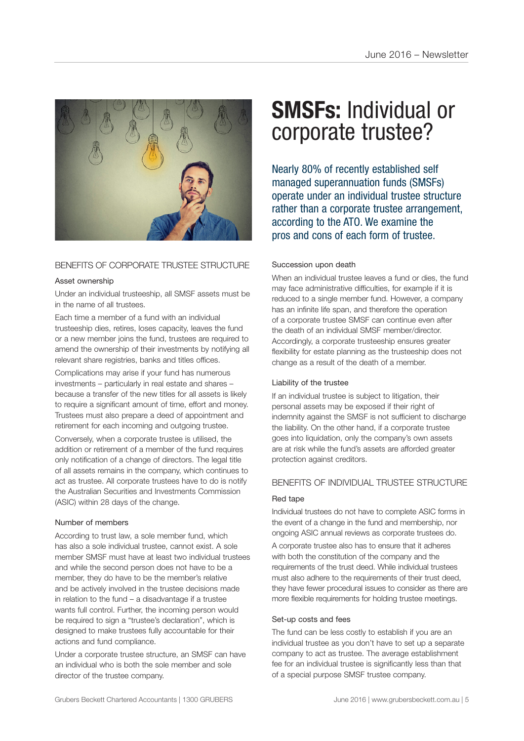# **SMSFs:** Individual or corporate trustee?

Nearly 80% of recently established self managed superannuation funds (SMSFs) operate under an individual trustee structure rather than a corporate trustee arrangement, according to the ATO. We examine the pros and cons of each form of trustee.

## BENEFITS OF CORPORATE TRUSTEE STRUCTURE

### Asset ownership

Under an individual trusteeship, all SMSF assets must be in the name of all trustees.

Each time a member of a fund with an individual trusteeship dies, retires, loses capacity, leaves the fund or a new member joins the fund, trustees are required to amend the ownership of their investments by notifying all relevant share registries, banks and titles offices.

Complications may arise if your fund has numerous investments – particularly in real estate and shares – because a transfer of the new titles for all assets is likely to require a significant amount of time, effort and money. Trustees must also prepare a deed of appointment and retirement for each incoming and outgoing trustee.

Conversely, when a corporate trustee is utilised, the addition or retirement of a member of the fund requires only notification of a change of directors. The legal title of all assets remains in the company, which continues to act as trustee. All corporate trustees have to do is notify the Australian Securities and Investments Commission (ASIC) within 28 days of the change.

### Number of members

According to trust law, a sole member fund, which has also a sole individual trustee, cannot exist. A sole member SMSF must have at least two individual trustees and while the second person does not have to be a member, they do have to be the member's relative and be actively involved in the trustee decisions made in relation to the fund – a disadvantage if a trustee wants full control. Further, the incoming person would be required to sign a "trustee's declaration", which is designed to make trustees fully accountable for their actions and fund compliance.

Under a corporate trustee structure, an SMSF can have an individual who is both the sole member and sole director of the trustee company.

### Succession upon death

When an individual trustee leaves a fund or dies, the fund may face administrative difficulties, for example if it is reduced to a single member fund. However, a company has an infinite life span, and therefore the operation of a corporate trustee SMSF can continue even after the death of an individual SMSF member/director. Accordingly, a corporate trusteeship ensures greater flexibility for estate planning as the trusteeship does not change as a result of the death of a member.

### Liability of the trustee

If an individual trustee is subject to litigation, their personal assets may be exposed if their right of indemnity against the SMSF is not sufficient to discharge the liability. On the other hand, if a corporate trustee goes into liquidation, only the company's own assets are at risk while the fund's assets are afforded greater protection against creditors.

## BENEFITS OF INDIVIDUAL TRUSTEE STRUCTURE

### Red tape

Individual trustees do not have to complete ASIC forms in the event of a change in the fund and membership, nor ongoing ASIC annual reviews as corporate trustees do.

A corporate trustee also has to ensure that it adheres with both the constitution of the company and the requirements of the trust deed. While individual trustees must also adhere to the requirements of their trust deed, they have fewer procedural issues to consider as there are more flexible requirements for holding trustee meetings.

### Set-up costs and fees

The fund can be less costly to establish if you are an individual trustee as you don't have to set up a separate company to act as trustee. The average establishment fee for an individual trustee is significantly less than that of a special purpose SMSF trustee company.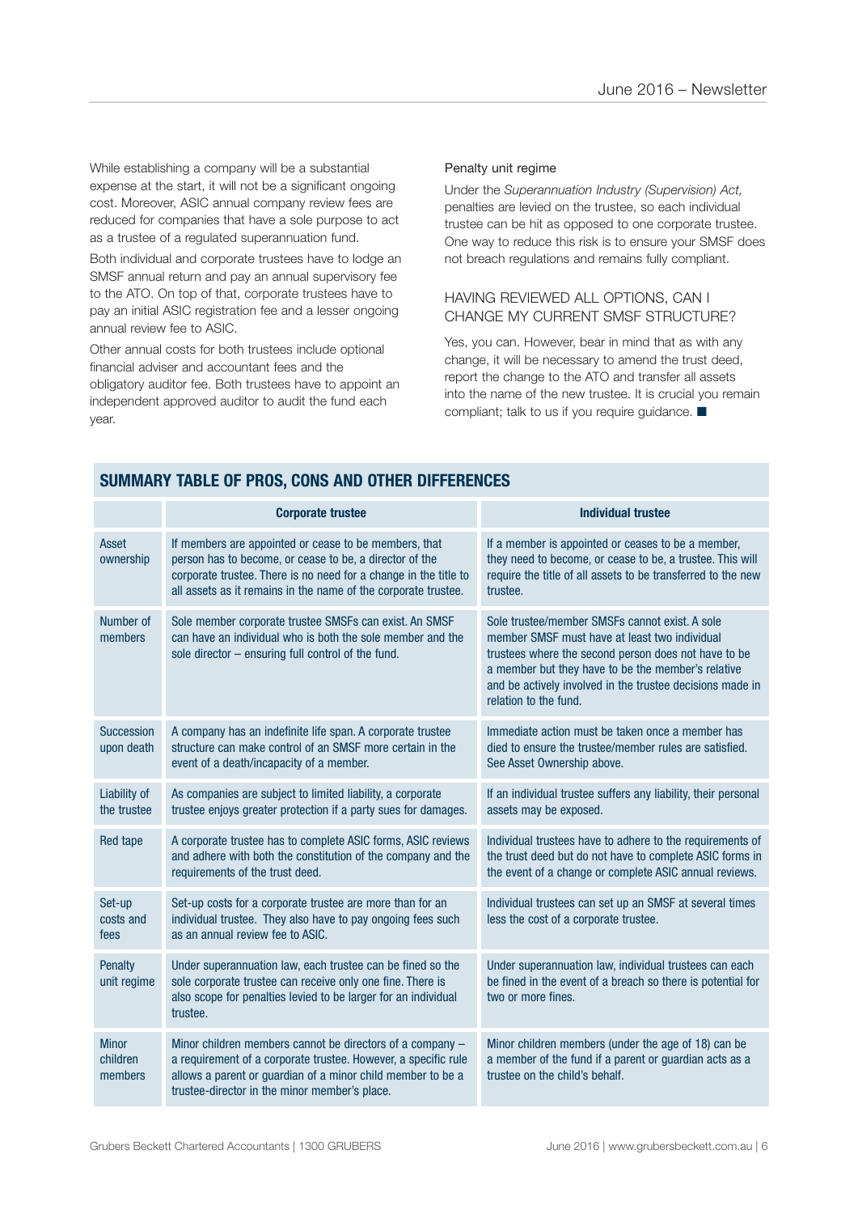While establishing a company will be a substantial expense at the start, it will not be a significant ongoing cost. Moreover, ASIC annual company review fees are reduced for companies that have a sole purpose to act as a trustee of a regulated superannuation fund.

Both individual and corporate trustees have to lodge an SMSF annual return and pay an annual supervisory fee to the ATO. On top of that, corporate trustees have to pay an initial ASIC registration fee and a lesser ongoing annual review fee to ASIC.

Other annual costs for both trustees include optional financial adviser and accountant fees and the obligatory auditor fee. Both trustees have to appoint an independent approved auditor to audit the fund each year.

Penalty unit regime

Under the *Superannuation Industry (Supervision) Act,* penalties are levied on the trustee, so each individual trustee can be hit as opposed to one corporate trustee. One way to reduce this risk is to ensure your SMSF does not breach regulations and remains fully compliant.

### HAVING REVIEWED ALL OPTIONS, CAN I CHANGE MY CURRENT SMSF STRUCTURE?

Yes, you can. However, bear in mind that as with any change, it will be necessary to amend the trust deed, report the change to the ATO and transfer all assets into the name of the new trustee. It is crucial you remain compliant; talk to us if you require guidance. ■

## SUMMARY TABLE OF PROS, CONS AND OTHER DIFFERENCES

| | **Corporate trustee** | **Individual trustee** |
|---|---|---|
| Asset ownership | If members are appointed or cease to be members, that person has to become, or cease to be, a director of the corporate trustee. There is no need for a change in the title to all assets as it remains in the name of the corporate trustee. | If a member is appointed or ceases to be a member, they need to become, or cease to be, a trustee. This will require the title of all assets to be transferred to the new trustee. |
| Number of members | Sole member corporate trustee SMSFs can exist. An SMSF can have an individual who is both the sole member and the sole director – ensuring full control of the fund. | Sole trustee/member SMSFs cannot exist. A sole member SMSF must have at least two individual trustees where the second person does not have to be a member but they have to be the member's relative and be actively involved in the trustee decisions made in relation to the fund. |
| Succession upon death | A company has an indefinite life span. A corporate trustee structure can make control of an SMSF more certain in the event of a death/incapacity of a member. | Immediate action must be taken once a member has died to ensure the trustee/member rules are satisfied. See Asset Ownership above. |
| Liability of the trustee | As companies are subject to limited liability, a corporate trustee enjoys greater protection if a party sues for damages. | If an individual trustee suffers any liability, their personal assets may be exposed. |
| Red tape | A corporate trustee has to complete ASIC forms, ASIC reviews and adhere with both the constitution of the company and the requirements of the trust deed. | Individual trustees have to adhere to the requirements of the trust deed but do not have to complete ASIC forms in the event of a change or complete ASIC annual reviews. |
| Set-up costs and fees | Set-up costs for a corporate trustee are more than for an individual trustee. They also have to pay ongoing fees such as an annual review fee to ASIC. | Individual trustees can set up an SMSF at several times less the cost of a corporate trustee. |
| Penalty unit regime | Under superannuation law, each trustee can be fined so the sole corporate trustee can receive only one fine. There is also scope for penalties levied to be larger for an individual trustee. | Under superannuation law, individual trustees can each be fined in the event of a breach so there is potential for two or more fines. |
| Minor children members | Minor children members cannot be directors of a company – a requirement of a corporate trustee. However, a specific rule allows a parent or guardian of a minor child member to be a trustee-director in the minor member's place. | Minor children members (under the age of 18) can be a member of the fund if a parent or guardian acts as a trustee on the child's behalf. |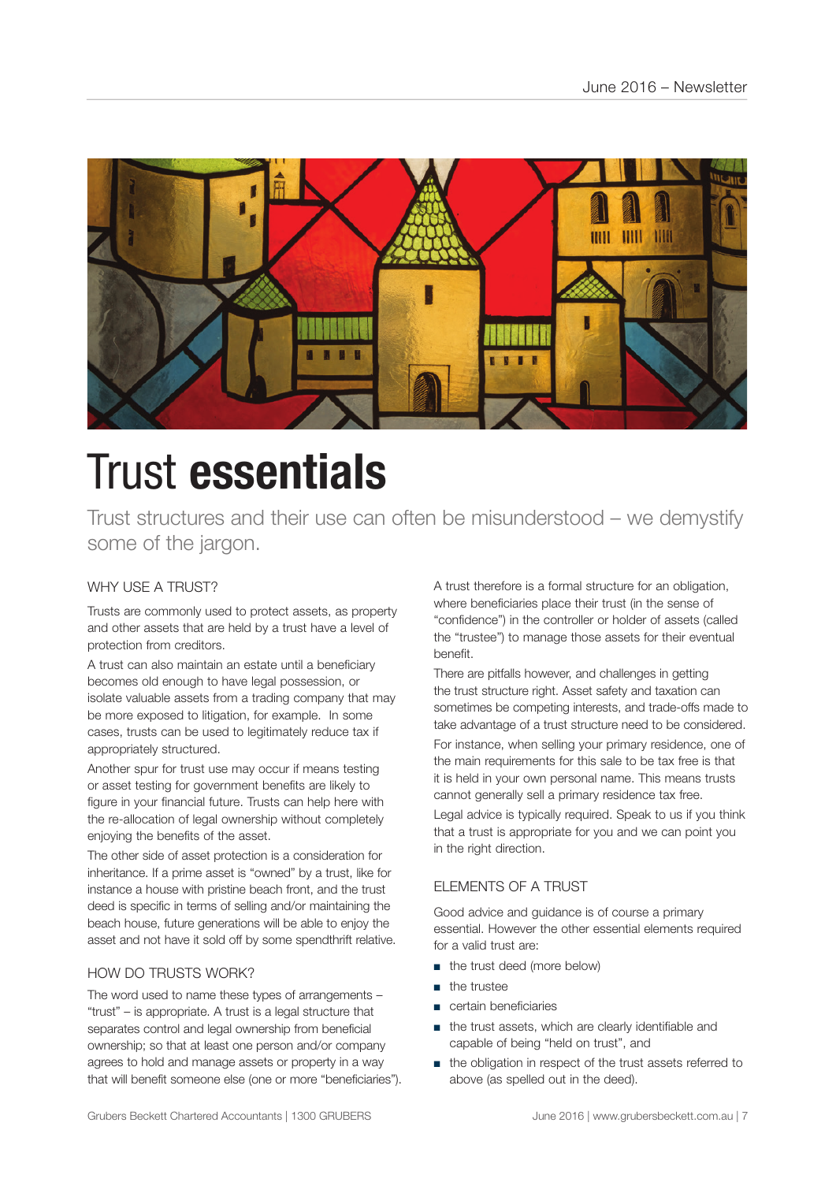# Trust **essentials**

Trust structures and their use can often be misunderstood – we demystify some of the jargon.

## WHY USE A TRUST?

Trusts are commonly used to protect assets, as property and other assets that are held by a trust have a level of protection from creditors.

A trust can also maintain an estate until a beneficiary becomes old enough to have legal possession, or isolate valuable assets from a trading company that may be more exposed to litigation, for example. In some cases, trusts can be used to legitimately reduce tax if appropriately structured.

Another spur for trust use may occur if means testing or asset testing for government benefits are likely to figure in your financial future. Trusts can help here with the re-allocation of legal ownership without completely enjoying the benefits of the asset.

The other side of asset protection is a consideration for inheritance. If a prime asset is "owned" by a trust, like for instance a house with pristine beach front, and the trust deed is specific in terms of selling and/or maintaining the beach house, future generations will be able to enjoy the asset and not have it sold off by some spendthrift relative.

## HOW DO TRUSTS WORK?

The word used to name these types of arrangements – "trust" – is appropriate. A trust is a legal structure that separates control and legal ownership from beneficial ownership; so that at least one person and/or company agrees to hold and manage assets or property in a way that will benefit someone else (one or more "beneficiaries").

A trust therefore is a formal structure for an obligation, where beneficiaries place their trust (in the sense of "confidence") in the controller or holder of assets (called the "trustee") to manage those assets for their eventual benefit.

There are pitfalls however, and challenges in getting the trust structure right. Asset safety and taxation can sometimes be competing interests, and trade-offs made to take advantage of a trust structure need to be considered.

For instance, when selling your primary residence, one of the main requirements for this sale to be tax free is that it is held in your own personal name. This means trusts cannot generally sell a primary residence tax free.

Legal advice is typically required. Speak to us if you think that a trust is appropriate for you and we can point you in the right direction.

## ELEMENTS OF A TRUST

Good advice and guidance is of course a primary essential. However the other essential elements required for a valid trust are:

- the trust deed (more below)
- the trustee
- certain beneficiaries
- the trust assets, which are clearly identifiable and capable of being "held on trust", and
- the obligation in respect of the trust assets referred to above (as spelled out in the deed).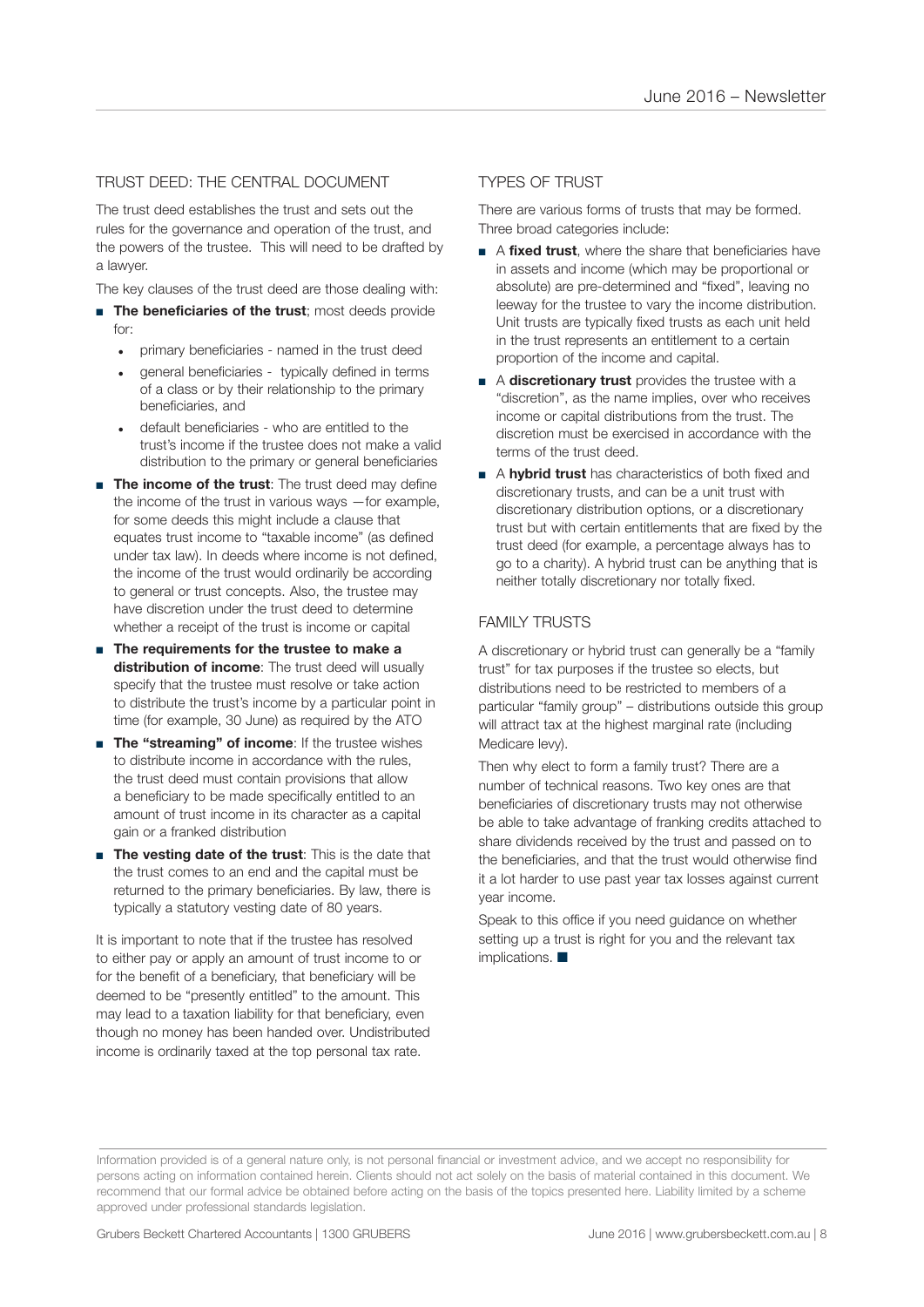## TRUST DEED: THE CENTRAL DOCUMENT

The trust deed establishes the trust and sets out the rules for the governance and operation of the trust, and the powers of the trustee. This will need to be drafted by a lawyer.

The key clauses of the trust deed are those dealing with:

- **The beneficiaries of the trust**; most deeds provide for:
  - primary beneficiaries - named in the trust deed
  - general beneficiaries - typically defined in terms of a class or by their relationship to the primary beneficiaries, and
  - default beneficiaries - who are entitled to the trust's income if the trustee does not make a valid distribution to the primary or general beneficiaries
- **The income of the trust**: The trust deed may define the income of the trust in various ways —for example, for some deeds this might include a clause that equates trust income to "taxable income" (as defined under tax law). In deeds where income is not defined, the income of the trust would ordinarily be according to general or trust concepts. Also, the trustee may have discretion under the trust deed to determine whether a receipt of the trust is income or capital
- **The requirements for the trustee to make a distribution of income**: The trust deed will usually specify that the trustee must resolve or take action to distribute the trust's income by a particular point in time (for example, 30 June) as required by the ATO
- **The "streaming" of income**: If the trustee wishes to distribute income in accordance with the rules, the trust deed must contain provisions that allow a beneficiary to be made specifically entitled to an amount of trust income in its character as a capital gain or a franked distribution
- **The vesting date of the trust**: This is the date that the trust comes to an end and the capital must be returned to the primary beneficiaries. By law, there is typically a statutory vesting date of 80 years.

It is important to note that if the trustee has resolved to either pay or apply an amount of trust income to or for the benefit of a beneficiary, that beneficiary will be deemed to be "presently entitled" to the amount. This may lead to a taxation liability for that beneficiary, even though no money has been handed over. Undistributed income is ordinarily taxed at the top personal tax rate.

## TYPES OF TRUST

There are various forms of trusts that may be formed. Three broad categories include:

- A **fixed trust**, where the share that beneficiaries have in assets and income (which may be proportional or absolute) are pre-determined and "fixed", leaving no leeway for the trustee to vary the income distribution. Unit trusts are typically fixed trusts as each unit held in the trust represents an entitlement to a certain proportion of the income and capital.
- A **discretionary trust** provides the trustee with a "discretion", as the name implies, over who receives income or capital distributions from the trust. The discretion must be exercised in accordance with the terms of the trust deed.
- A **hybrid trust** has characteristics of both fixed and discretionary trusts, and can be a unit trust with discretionary distribution options, or a discretionary trust but with certain entitlements that are fixed by the trust deed (for example, a percentage always has to go to a charity). A hybrid trust can be anything that is neither totally discretionary nor totally fixed.

## FAMILY TRUSTS

A discretionary or hybrid trust can generally be a "family trust" for tax purposes if the trustee so elects, but distributions need to be restricted to members of a particular "family group" – distributions outside this group will attract tax at the highest marginal rate (including Medicare levy).

Then why elect to form a family trust? There are a number of technical reasons. Two key ones are that beneficiaries of discretionary trusts may not otherwise be able to take advantage of franking credits attached to share dividends received by the trust and passed on to the beneficiaries, and that the trust would otherwise find it a lot harder to use past year tax losses against current year income.

Speak to this office if you need guidance on whether setting up a trust is right for you and the relevant tax implications. ■

Information provided is of a general nature only, is not personal financial or investment advice, and we accept no responsibility for persons acting on information contained herein. Clients should not act solely on the basis of material contained in this document. We recommend that our formal advice be obtained before acting on the basis of the topics presented here. Liability limited by a scheme approved under professional standards legislation.